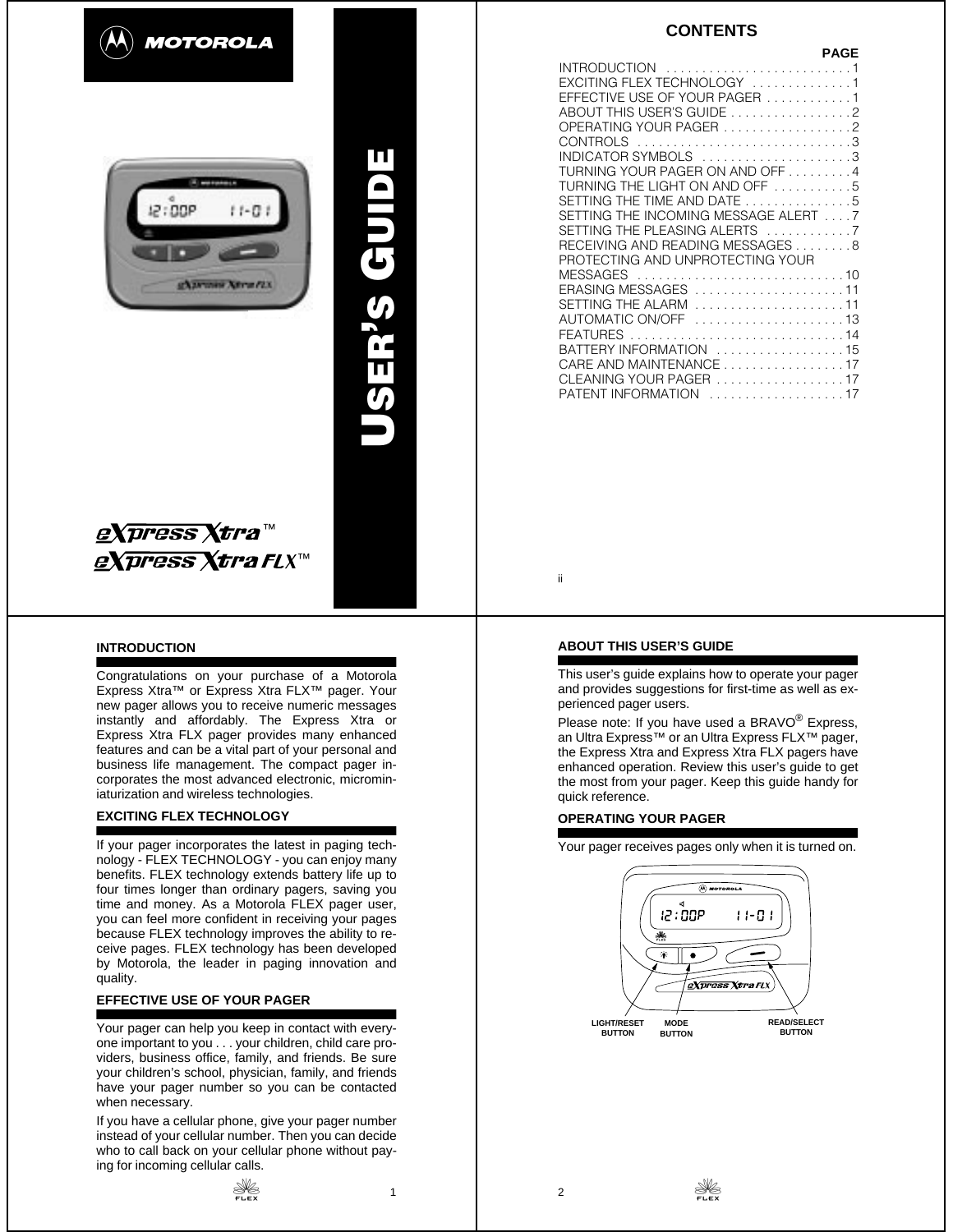**MOTOROLA**

# USER'S GUIDE

*eXpress Xtra*™

*eXpress Xtra FLX*™

## CONTENTS

| | PAGE |
|---|---|
| INTRODUCTION | 1 |
| EXCITING FLEX TECHNOLOGY | 1 |
| EFFECTIVE USE OF YOUR PAGER | 1 |
| ABOUT THIS USER'S GUIDE | 2 |
| OPERATING YOUR PAGER | 2 |
| CONTROLS | 3 |
| INDICATOR SYMBOLS | 3 |
| TURNING YOUR PAGER ON AND OFF | 4 |
| TURNING THE LIGHT ON AND OFF | 5 |
| SETTING THE TIME AND DATE | 5 |
| SETTING THE INCOMING MESSAGE ALERT | 7 |
| SETTING THE PLEASING ALERTS | 7 |
| RECEIVING AND READING MESSAGES | 8 |
| PROTECTING AND UNPROTECTING YOUR MESSAGES | 10 |
| ERASING MESSAGES | 11 |
| SETTING THE ALARM | 11 |
| AUTOMATIC ON/OFF | 13 |
| FEATURES | 14 |
| BATTERY INFORMATION | 15 |
| CARE AND MAINTENANCE | 17 |
| CLEANING YOUR PAGER | 17 |
| PATENT INFORMATION | 17 |

## INTRODUCTION

Congratulations on your purchase of a Motorola Express Xtra™ or Express Xtra FLX™ pager. Your new pager allows you to receive numeric messages instantly and affordably. The Express Xtra or Express Xtra FLX pager provides many enhanced features and can be a vital part of your personal and business life management. The compact pager incorporates the most advanced electronic, microminiaturization and wireless technologies.

## EXCITING FLEX TECHNOLOGY

If your pager incorporates the latest in paging technology - FLEX TECHNOLOGY - you can enjoy many benefits. FLEX technology extends battery life up to four times longer than ordinary pagers, saving you time and money. As a Motorola FLEX pager user, you can feel more confident in receiving your pages because FLEX technology improves the ability to receive pages. FLEX technology has been developed by Motorola, the leader in paging innovation and quality.

## EFFECTIVE USE OF YOUR PAGER

Your pager can help you keep in contact with everyone important to you . . . your children, child care providers, business office, family, and friends. Be sure your children's school, physician, family, and friends have your pager number so you can be contacted when necessary.

If you have a cellular phone, give your pager number instead of your cellular number. Then you can decide who to call back on your cellular phone without paying for incoming cellular calls.

## ABOUT THIS USER'S GUIDE

This user's guide explains how to operate your pager and provides suggestions for first-time as well as experienced pager users.

Please note: If you have used a BRAVO® Express, an Ultra Express™ or an Ultra Express FLX™ pager, the Express Xtra and Express Xtra FLX pagers have enhanced operation. Review this user's guide to get the most from your pager. Keep this guide handy for quick reference.

## OPERATING YOUR PAGER

Your pager receives pages only when it is turned on.

LIGHT/RESET BUTTON

MODE BUTTON

READ/SELECT BUTTON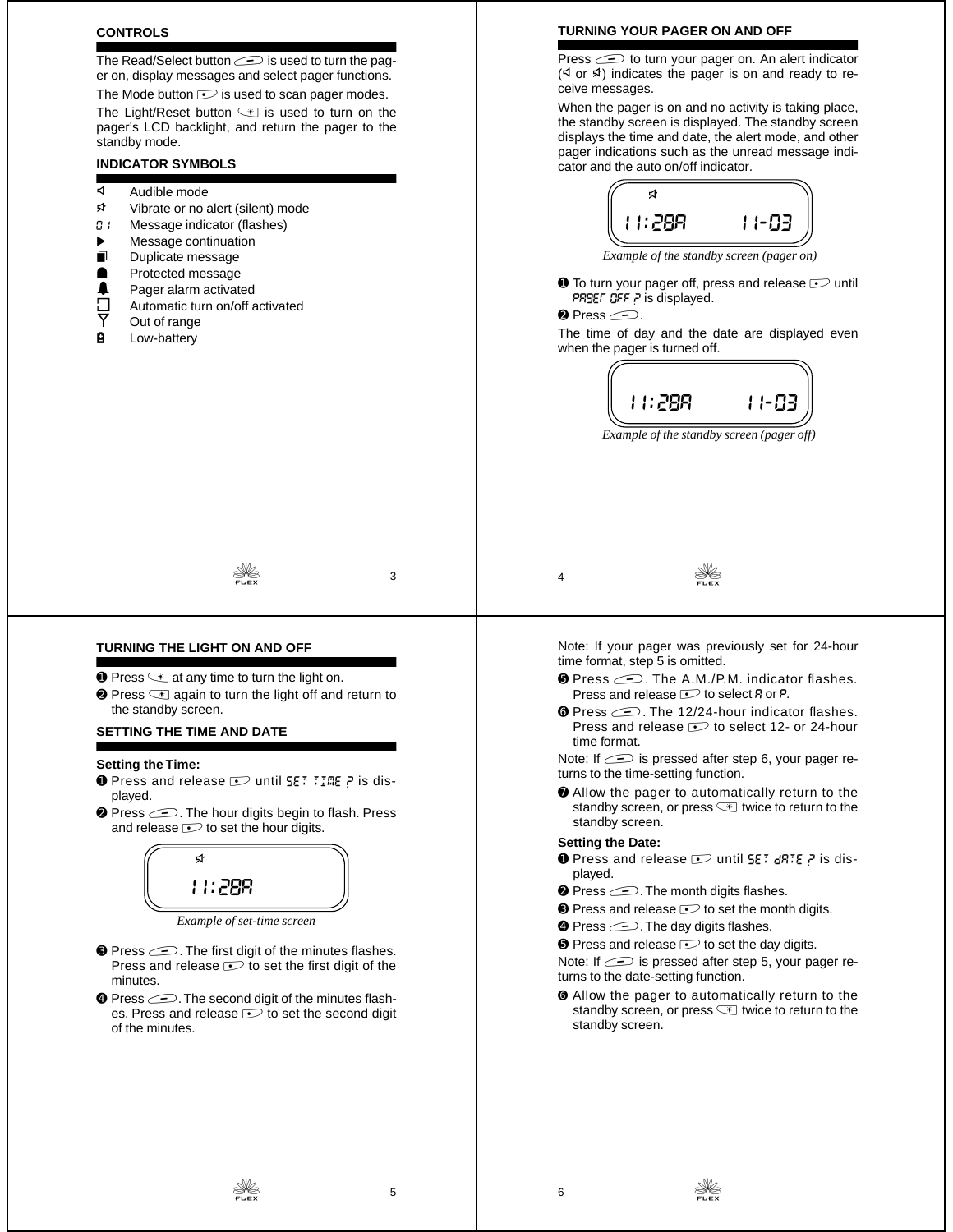## CONTROLS

The Read/Select button is used to turn the pager on, display messages and select pager functions.

The Mode button is used to scan pager modes.

The Light/Reset button is used to turn on the pager's LCD backlight, and return the pager to the standby mode.

## INDICATOR SYMBOLS

- Audible mode
- Vibrate or no alert (silent) mode
- Message indicator (flashes)
- Message continuation
- Duplicate message
- Protected message
- Pager alarm activated
- Automatic turn on/off activated
- Out of range
- Low-battery

## TURNING YOUR PAGER ON AND OFF

Press to turn your pager on. An alert indicator indicates the pager is on and ready to receive messages.

When the pager is on and no activity is taking place, the standby screen is displayed. The standby screen displays the time and date, the alert mode, and other pager indications such as the unread message indicator and the auto on/off indicator.

11:28A 11-03

*Example of the standby screen (pager on)*

❶ To turn your pager off, press and release until PAGER OFF ? is displayed.

❷ Press .

The time of day and the date are displayed even when the pager is turned off.

11:28A 11-03

*Example of the standby screen (pager off)*

## TURNING THE LIGHT ON AND OFF

❶ Press at any time to turn the light on.

❷ Press again to turn the light off and return to the standby screen.

## SETTING THE TIME AND DATE

**Setting the Time:**

❶ Press and release until SET TIME ? is displayed.

❷ Press . The hour digits begin to flash. Press and release to set the hour digits.

11:28A

*Example of set-time screen*

❸ Press . The first digit of the minutes flashes. Press and release to set the first digit of the minutes.

❹ Press . The second digit of the minutes flashes. Press and release to set the second digit of the minutes.

Note: If your pager was previously set for 24-hour time format, step 5 is omitted.

❺ Press . The A.M./P.M. indicator flashes. Press and release to select A or P.

❻ Press . The 12/24-hour indicator flashes. Press and release to select 12- or 24-hour time format.

Note: If is pressed after step 6, your pager returns to the time-setting function.

❼ Allow the pager to automatically return to the standby screen, or press twice to return to the standby screen.

**Setting the Date:**

❶ Press and release until SET dATE ? is displayed.

❷ Press . The month digits flashes.

❸ Press and release to set the month digits.

❹ Press . The day digits flashes.

❺ Press and release to set the day digits.

Note: If is pressed after step 5, your pager returns to the date-setting function.

❻ Allow the pager to automatically return to the standby screen, or press twice to return to the standby screen.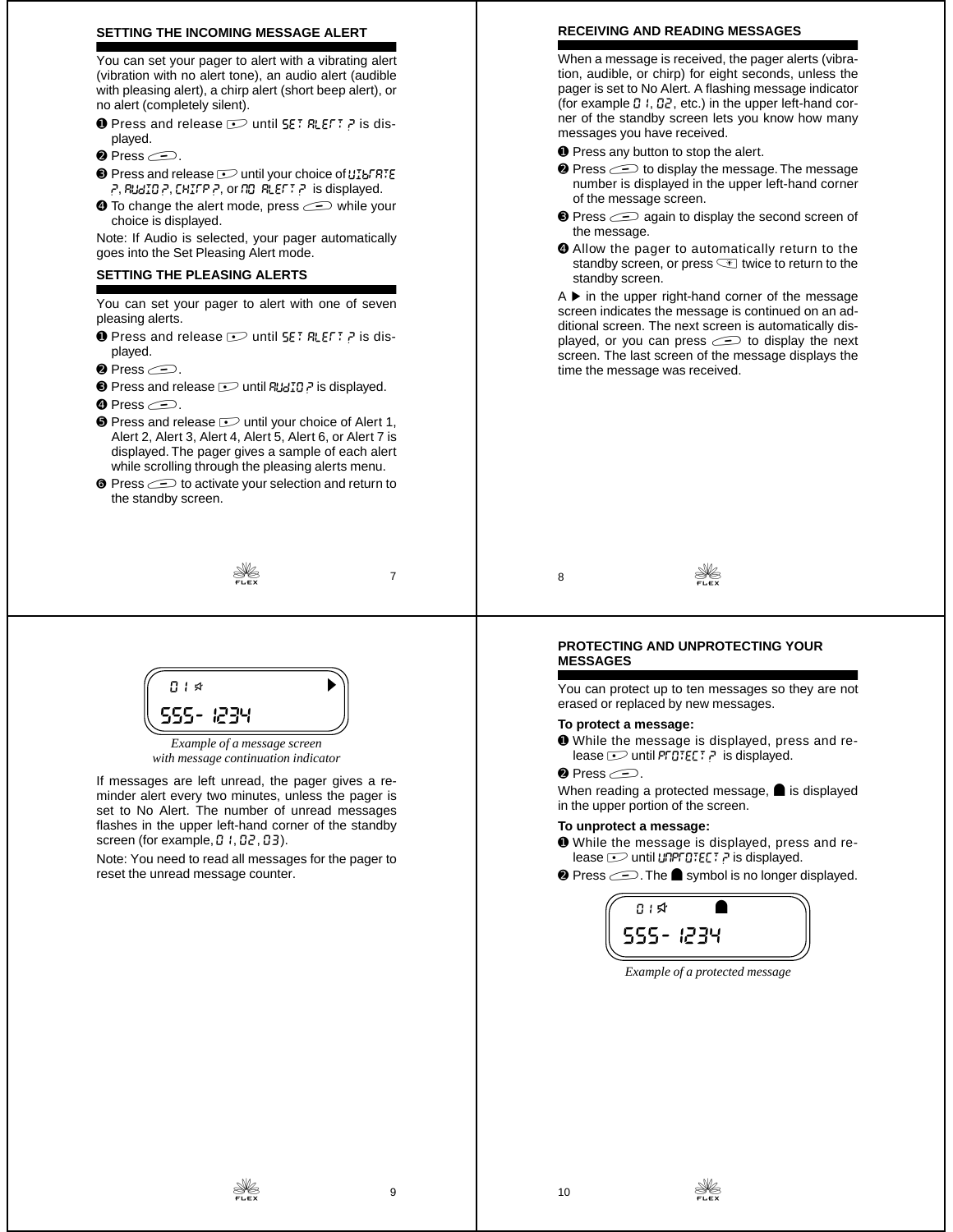## SETTING THE INCOMING MESSAGE ALERT

You can set your pager to alert with a vibrating alert (vibration with no alert tone), an audio alert (audible with pleasing alert), a chirp alert (short beep alert), or no alert (completely silent).

❶ Press and release until SET ALERT ? is displayed.

❷ Press .

❸ Press and release until your choice of VIBRATE ?, AUDIO ?, CHIRP ?, or NO ALERT ? is displayed.

❹ To change the alert mode, press while your choice is displayed.

Note: If Audio is selected, your pager automatically goes into the Set Pleasing Alert mode.

## SETTING THE PLEASING ALERTS

You can set your pager to alert with one of seven pleasing alerts.

❶ Press and release until SET ALERT ? is displayed.

❷ Press .

❸ Press and release until AUDIO ? is displayed.

❹ Press .

❺ Press and release until your choice of Alert 1, Alert 2, Alert 3, Alert 4, Alert 5, Alert 6, or Alert 7 is displayed. The pager gives a sample of each alert while scrolling through the pleasing alerts menu.

❻ Press to activate your selection and return to the standby screen.

## RECEIVING AND READING MESSAGES

When a message is received, the pager alerts (vibration, audible, or chirp) for eight seconds, unless the pager is set to No Alert. A flashing message indicator (for example 01, 02, etc.) in the upper left-hand corner of the standby screen lets you know how many messages you have received.

❶ Press any button to stop the alert.

❷ Press to display the message. The message number is displayed in the upper left-hand corner of the message screen.

❸ Press again to display the second screen of the message.

❹ Allow the pager to automatically return to the standby screen, or press twice to return to the standby screen.

A ▶ in the upper right-hand corner of the message screen indicates the message is continued on an additional screen. The next screen is automatically displayed, or you can press to display the next screen. The last screen of the message displays the time the message was received.

01 ▶
555-1234

*Example of a message screen with message continuation indicator*

If messages are left unread, the pager gives a reminder alert every two minutes, unless the pager is set to No Alert. The number of unread messages flashes in the upper left-hand corner of the standby screen (for example, 01, 02, 03).

Note: You need to read all messages for the pager to reset the unread message counter.

## PROTECTING AND UNPROTECTING YOUR MESSAGES

You can protect up to ten messages so they are not erased or replaced by new messages.

**To protect a message:**

❶ While the message is displayed, press and release until PROTECT ? is displayed.

❷ Press .

When reading a protected message, ☗ is displayed in the upper portion of the screen.

**To unprotect a message:**

❶ While the message is displayed, press and release until UNPROTECT ? is displayed.

❷ Press . The ☗ symbol is no longer displayed.

01 ☗
555-1234

*Example of a protected message*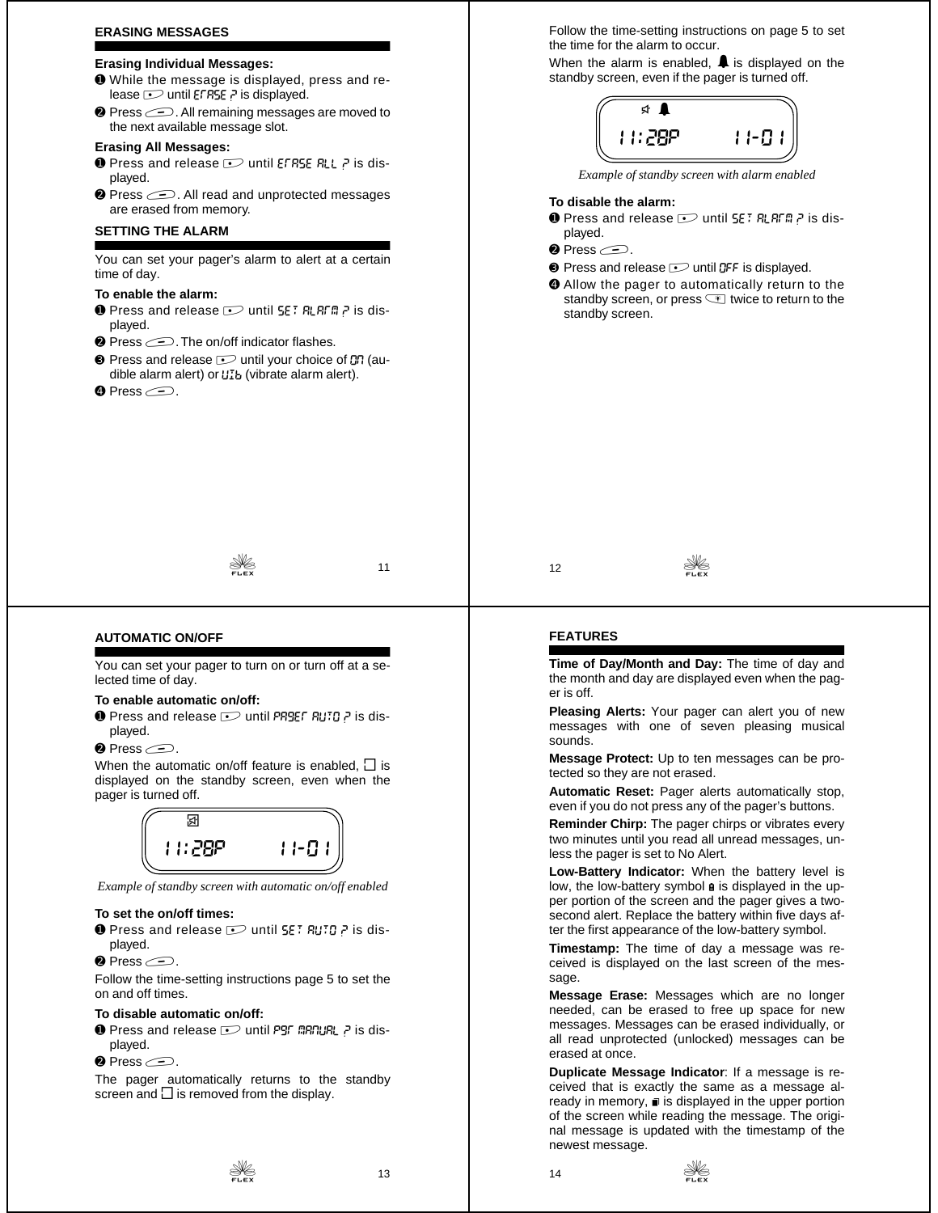## ERASING MESSAGES

**Erasing Individual Messages:**

❶ While the message is displayed, press and release ⊡ until ERASE ? is displayed.

❷ Press ⊖. All remaining messages are moved to the next available message slot.

**Erasing All Messages:**

❶ Press and release ⊡ until ERASE ALL ? is displayed.

❷ Press ⊖. All read and unprotected messages are erased from memory.

## SETTING THE ALARM

You can set your pager's alarm to alert at a certain time of day.

**To enable the alarm:**

❶ Press and release ⊡ until SET ALARM ? is displayed.

❷ Press ⊖. The on/off indicator flashes.

❸ Press and release ⊡ until your choice of ON (audible alarm alert) or VIb (vibrate alarm alert).

❹ Press ⊖.

Follow the time-setting instructions on page 5 to set the time for the alarm to occur.

When the alarm is enabled, 🔔 is displayed on the standby screen, even if the pager is turned off.

11:28P 11-01

*Example of standby screen with alarm enabled*

**To disable the alarm:**

❶ Press and release ⊡ until SET ALARM ? is displayed.

❷ Press ⊖.

❸ Press and release ⊡ until OFF is displayed.

❹ Allow the pager to automatically return to the standby screen, or press ⊡ twice to return to the standby screen.

## AUTOMATIC ON/OFF

You can set your pager to turn on or turn off at a selected time of day.

**To enable automatic on/off:**

❶ Press and release ⊡ until PAGER AUTO ? is displayed.

❷ Press ⊖.

When the automatic on/off feature is enabled, ☐ is displayed on the standby screen, even when the pager is turned off.

11:28P 11-01

*Example of standby screen with automatic on/off enabled*

**To set the on/off times:**

❶ Press and release ⊡ until SET AUTO ? is displayed.

❷ Press ⊖.

Follow the time-setting instructions page 5 to set the on and off times.

**To disable automatic on/off:**

❶ Press and release ⊡ until PGR MANUAL ? is displayed.

❷ Press ⊖.

The pager automatically returns to the standby screen and ☐ is removed from the display.

## FEATURES

**Time of Day/Month and Day:** The time of day and the month and day are displayed even when the pager is off.

**Pleasing Alerts:** Your pager can alert you of new messages with one of seven pleasing musical sounds.

**Message Protect:** Up to ten messages can be protected so they are not erased.

**Automatic Reset:** Pager alerts automatically stop, even if you do not press any of the pager's buttons.

**Reminder Chirp:** The pager chirps or vibrates every two minutes until you read all unread messages, unless the pager is set to No Alert.

**Low-Battery Indicator:** When the battery level is low, the low-battery symbol is displayed in the upper portion of the screen and the pager gives a two-second alert. Replace the battery within five days after the first appearance of the low-battery symbol.

**Timestamp:** The time of day a message was received is displayed on the last screen of the message.

**Message Erase:** Messages which are no longer needed, can be erased to free up space for new messages. Messages can be erased individually, or all read unprotected (unlocked) messages can be erased at once.

**Duplicate Message Indicator**: If a message is received that is exactly the same as a message already in memory, is displayed in the upper portion of the screen while reading the message. The original message is updated with the timestamp of the newest message.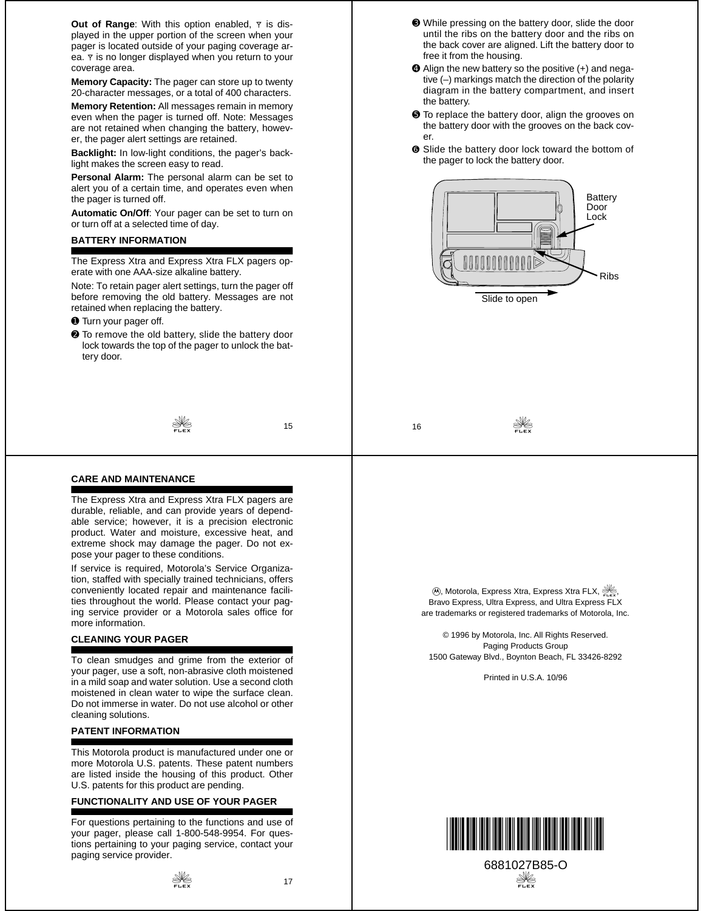**Out of Range**: With this option enabled, ⊽ is displayed in the upper portion of the screen when your pager is located outside of your paging coverage area. ⊽ is no longer displayed when you return to your coverage area.

**Memory Capacity:** The pager can store up to twenty 20-character messages, or a total of 400 characters.

**Memory Retention:** All messages remain in memory even when the pager is turned off. Note: Messages are not retained when changing the battery, however, the pager alert settings are retained.

**Backlight:** In low-light conditions, the pager's backlight makes the screen easy to read.

**Personal Alarm:** The personal alarm can be set to alert you of a certain time, and operates even when the pager is turned off.

**Automatic On/Off**: Your pager can be set to turn on or turn off at a selected time of day.

## BATTERY INFORMATION

The Express Xtra and Express Xtra FLX pagers operate with one AAA-size alkaline battery.

Note: To retain pager alert settings, turn the pager off before removing the old battery. Messages are not retained when replacing the battery.

❶ Turn your pager off.

❷ To remove the old battery, slide the battery door lock towards the top of the pager to unlock the battery door.

❸ While pressing on the battery door, slide the door until the ribs on the battery door and the ribs on the back cover are aligned. Lift the battery door to free it from the housing.

❹ Align the new battery so the positive (+) and negative (–) markings match the direction of the polarity diagram in the battery compartment, and insert the battery.

❺ To replace the battery door, align the grooves on the battery door with the grooves on the back cover.

❻ Slide the battery door lock toward the bottom of the pager to lock the battery door.

Battery Door Lock

Ribs

Slide to open

## CARE AND MAINTENANCE

The Express Xtra and Express Xtra FLX pagers are durable, reliable, and can provide years of dependable service; however, it is a precision electronic product. Water and moisture, excessive heat, and extreme shock may damage the pager. Do not expose your pager to these conditions.

If service is required, Motorola's Service Organization, staffed with specially trained technicians, offers conveniently located repair and maintenance facilities throughout the world. Please contact your paging service provider or a Motorola sales office for more information.

## CLEANING YOUR PAGER

To clean smudges and grime from the exterior of your pager, use a soft, non-abrasive cloth moistened in a mild soap and water solution. Use a second cloth moistened in clean water to wipe the surface clean. Do not immerse in water. Do not use alcohol or other cleaning solutions.

## PATENT INFORMATION

This Motorola product is manufactured under one or more Motorola U.S. patents. These patent numbers are listed inside the housing of this product. Other U.S. patents for this product are pending.

## FUNCTIONALITY AND USE OF YOUR PAGER

For questions pertaining to the functions and use of your pager, please call 1-800-548-9954. For questions pertaining to your paging service, contact your paging service provider.

Ⓜ, Motorola, Express Xtra, Express Xtra FLX, FLEX, Bravo Express, Ultra Express, and Ultra Express FLX are trademarks or registered trademarks of Motorola, Inc.

© 1996 by Motorola, Inc. All Rights Reserved.
Paging Products Group
1500 Gateway Blvd., Boynton Beach, FL 33426-8292

Printed in U.S.A. 10/96

6881027B85-O